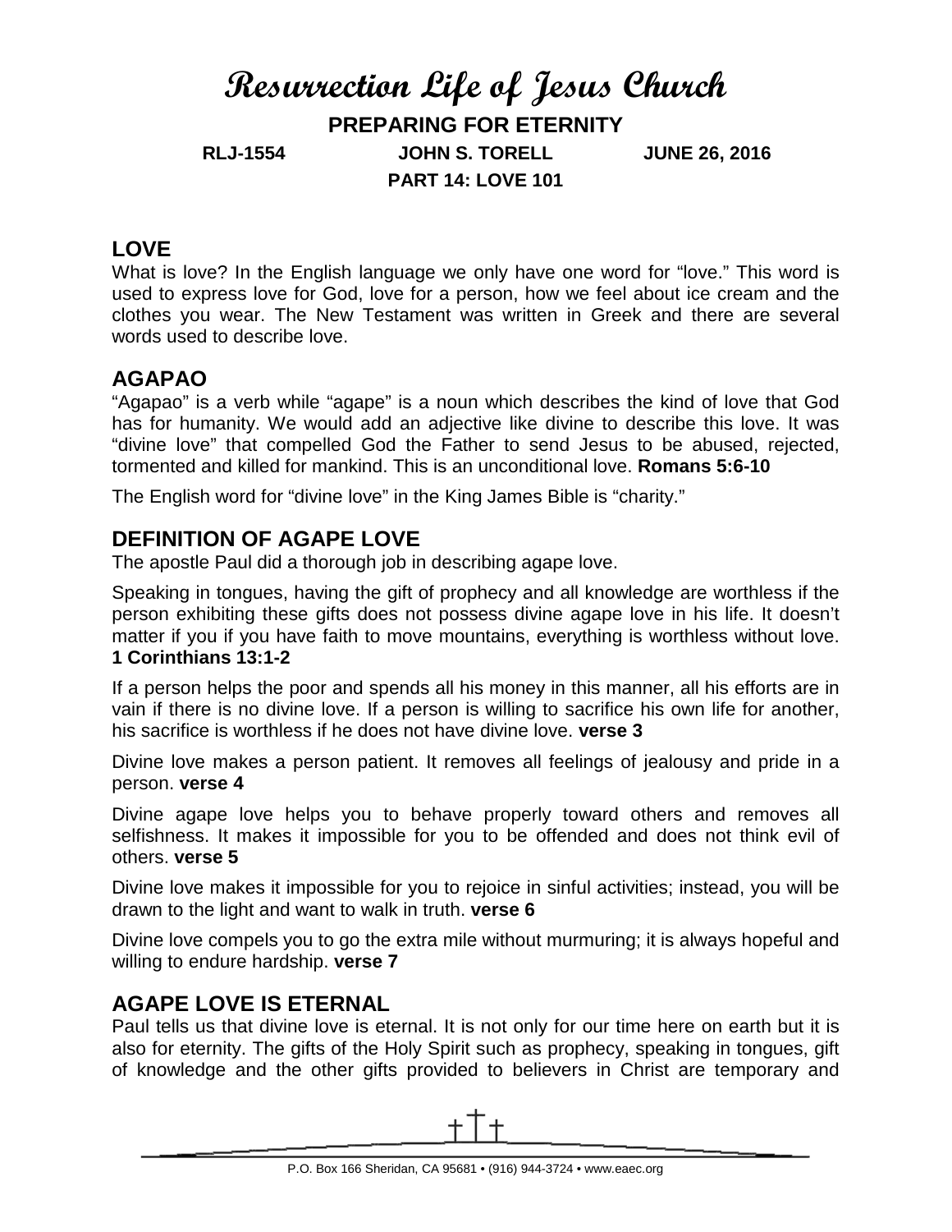# Resurrection Life of Jesus Church

**PREPARING FOR ETERNITY**

**RLJ-1554 JOHN S. TORELL JUNE 26, 2016**

**PART 14: LOVE 101**

## LOVE

What is love? In the English language we only have one word for "love." This word is used to express love for God, love for a person, how we feel about ice cream and the clothes you wear. The New Testament was written in Greek and there are several words used to describe love.

## AGAPAO

"Agapao" is a verb while "agape" is a noun which describes the kind of love that God has for humanity. We would add an adjective like divine to describe this love. It was "divine love" that compelled God the Father to send Jesus to be abused, rejected, tormented and killed for mankind. This is an unconditional love. **Romans 5:6-10**

The English word for "divine love" in the King James Bible is "charity."

## DEFINITION OF AGAPE LOVE

The apostle Paul did a thorough job in describing agape love.

Speaking in tongues, having the gift of prophecy and all knowledge are worthless if the person exhibiting these gifts does not possess divine agape love in his life. It doesn't matter if you if you have faith to move mountains, everything is worthless without love. **1 Corinthians 13:1-2**

If a person helps the poor and spends all his money in this manner, all his efforts are in vain if there is no divine love. If a person is willing to sacrifice his own life for another, his sacrifice is worthless if he does not have divine love. **verse 3**

Divine love makes a person patient. It removes all feelings of jealousy and pride in a person. **verse 4**

Divine agape love helps you to behave properly toward others and removes all selfishness. It makes it impossible for you to be offended and does not think evil of others. **verse 5**

Divine love makes it impossible for you to rejoice in sinful activities; instead, you will be drawn to the light and want to walk in truth. **verse 6**

Divine love compels you to go the extra mile without murmuring; it is always hopeful and willing to endure hardship. **verse 7**

## AGAPE LOVE IS ETERNAL

Paul tells us that divine love is eternal. It is not only for our time here on earth but it is also for eternity. The gifts of the Holy Spirit such as prophecy, speaking in tongues, gift of knowledge and the other gifts provided to believers in Christ are temporary and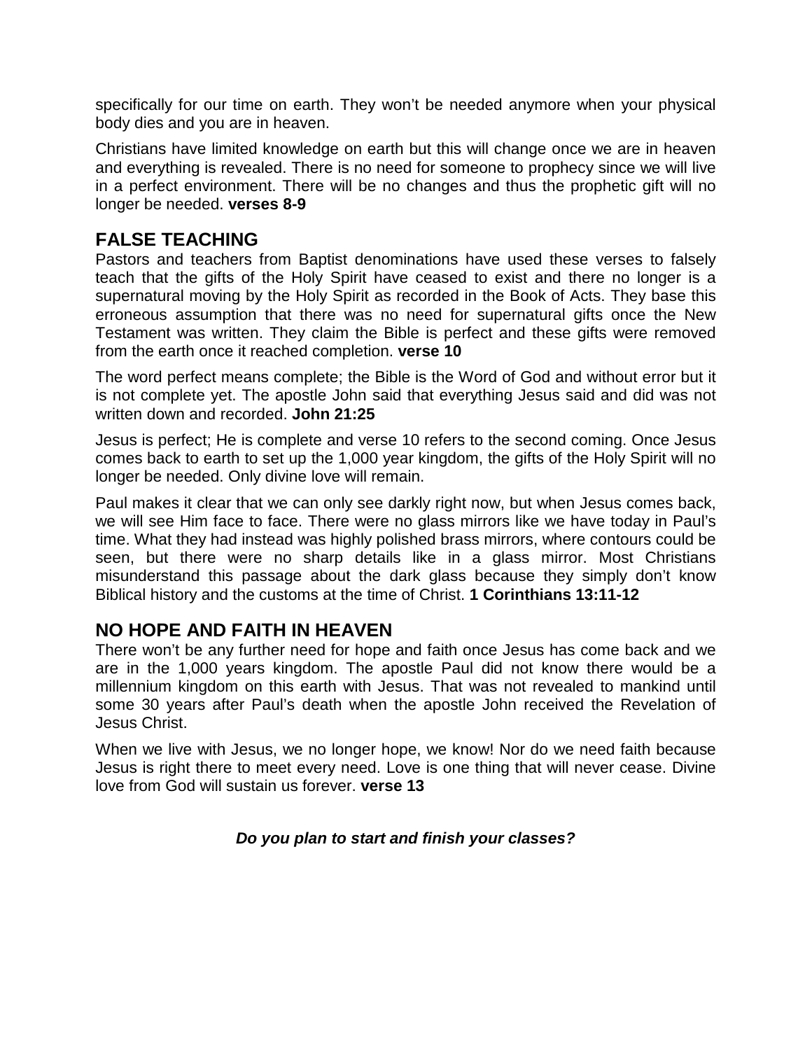specifically for our time on earth. They won't be needed anymore when your physical body dies and you are in heaven.

Christians have limited knowledge on earth but this will change once we are in heaven and everything is revealed. There is no need for someone to prophecy since we will live in a perfect environment. There will be no changes and thus the prophetic gift will no longer be needed. **verses 8-9**

## FALSE TEACHING

Pastors and teachers from Baptist denominations have used these verses to falsely teach that the gifts of the Holy Spirit have ceased to exist and there no longer is a supernatural moving by the Holy Spirit as recorded in the Book of Acts. They base this erroneous assumption that there was no need for supernatural gifts once the New Testament was written. They claim the Bible is perfect and these gifts were removed from the earth once it reached completion. **verse 10**

The word perfect means complete; the Bible is the Word of God and without error but it is not complete yet. The apostle John said that everything Jesus said and did was not written down and recorded. **John 21:25**

Jesus is perfect; He is complete and verse 10 refers to the second coming. Once Jesus comes back to earth to set up the 1,000 year kingdom, the gifts of the Holy Spirit will no longer be needed. Only divine love will remain.

Paul makes it clear that we can only see darkly right now, but when Jesus comes back, we will see Him face to face. There were no glass mirrors like we have today in Paul's time. What they had instead was highly polished brass mirrors, where contours could be seen, but there were no sharp details like in a glass mirror. Most Christians misunderstand this passage about the dark glass because they simply don't know Biblical history and the customs at the time of Christ. **1 Corinthians 13:11-12**

## NO HOPE AND FAITH IN HEAVEN

There won't be any further need for hope and faith once Jesus has come back and we are in the 1,000 years kingdom. The apostle Paul did not know there would be a millennium kingdom on this earth with Jesus. That was not revealed to mankind until some 30 years after Paul's death when the apostle John received the Revelation of Jesus Christ.

When we live with Jesus, we no longer hope, we know! Nor do we need faith because Jesus is right there to meet every need. Love is one thing that will never cease. Divine love from God will sustain us forever. **verse 13**

***Do you plan to start and finish your classes?***